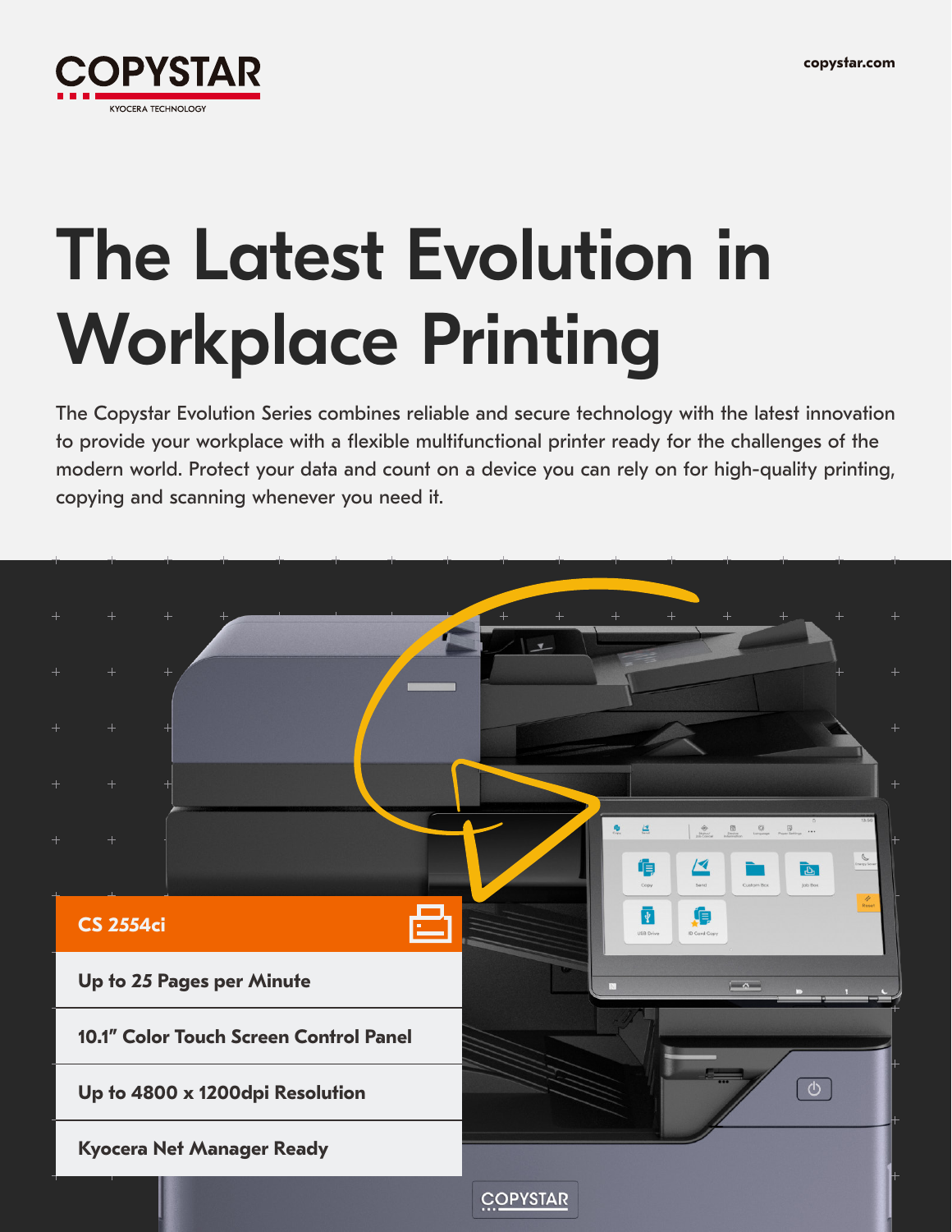COPYSTAR

KYOCERA TECHNOLOGY

copystar.com

# The Latest Evolution in Workplace Printing

The Copystar Evolution Series combines reliable and secure technology with the latest innovation to provide your workplace with a flexible multifunctional printer ready for the challenges of the modern world. Protect your data and count on a device you can rely on for high-quality printing, copying and scanning whenever you need it.

## CS 2554ci

**Up to 25 Pages per Minute**

**10.1" Color Touch Screen Control Panel**

**Up to 4800 x 1200dpi Resolution**

**Kyocera Net Manager Ready**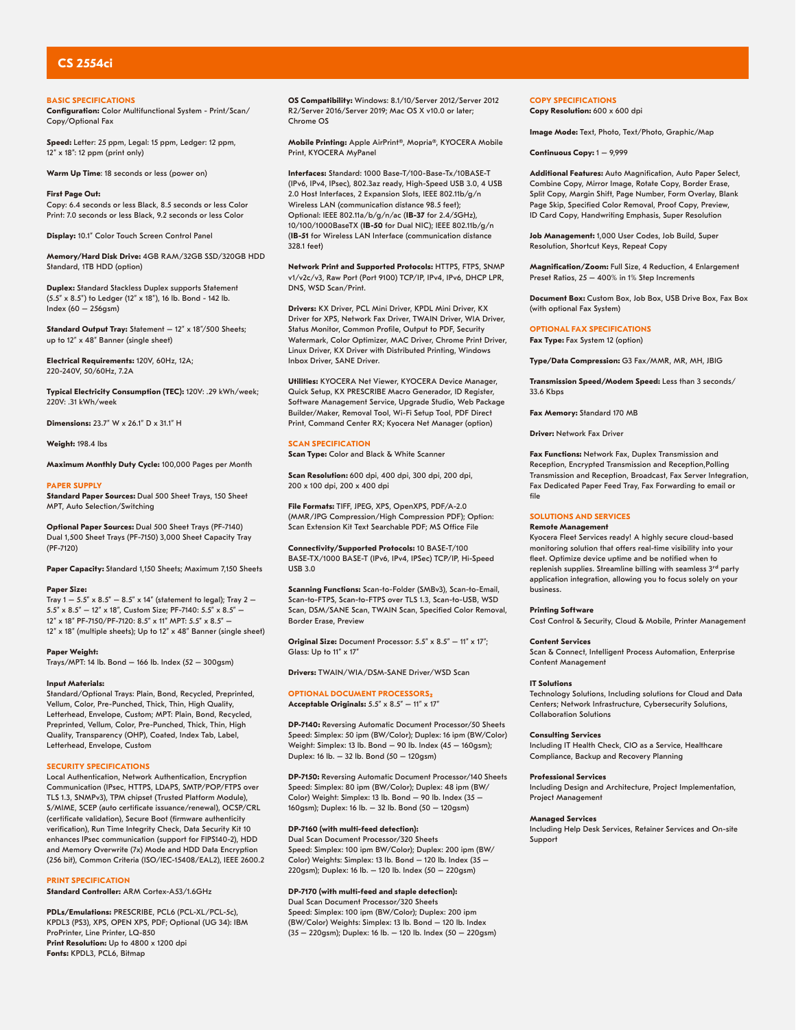# CS 2554ci

## BASIC SPECIFICATIONS

**Configuration:** Color Multifunctional System - Print/Scan/Copy/Optional Fax

**Speed:** Letter: 25 ppm, Legal: 15 ppm, Ledger: 12 ppm, 12" x 18": 12 ppm (print only)

**Warm Up Time**: 18 seconds or less (power on)

**First Page Out:**
Copy: 6.4 seconds or less Black, 8.5 seconds or less Color
Print: 7.0 seconds or less Black, 9.2 seconds or less Color

**Display:** 10.1" Color Touch Screen Control Panel

**Memory/Hard Disk Drive:** 4GB RAM/32GB SSD/320GB HDD Standard, 1TB HDD (option)

**Duplex:** Standard Stackless Duplex supports Statement (5.5" x 8.5") to Ledger (12" x 18"), 16 lb. Bond - 142 lb. Index (60 — 256gsm)

**Standard Output Tray:** Statement — 12" x 18"/500 Sheets; up to 12" x 48" Banner (single sheet)

**Electrical Requirements:** 120V, 60Hz, 12A; 220-240V, 50/60Hz, 7.2A

**Typical Electricity Consumption (TEC):** 120V: .29 kWh/week; 220V: .31 kWh/week

**Dimensions:** 23.7" W x 26.1" D x 31.1" H

**Weight:** 198.4 lbs

**Maximum Monthly Duty Cycle:** 100,000 Pages per Month

## PAPER SUPPLY

**Standard Paper Sources:** Dual 500 Sheet Trays, 150 Sheet MPT, Auto Selection/Switching

**Optional Paper Sources:** Dual 500 Sheet Trays (PF-7140) Dual 1,500 Sheet Trays (PF-7150) 3,000 Sheet Capacity Tray (PF-7120)

**Paper Capacity:** Standard 1,150 Sheets; Maximum 7,150 Sheets

**Paper Size:**
Tray 1 — 5.5" x 8.5" — 8.5" x 14" (statement to legal); Tray 2 — 5.5" x 8.5" — 12" x 18", Custom Size; PF-7140: 5.5" x 8.5" — 12" x 18" PF-7150/PF-7120: 8.5" x 11" MPT: 5.5" x 8.5" — 12" x 18" (multiple sheets); Up to 12" x 48" Banner (single sheet)

**Paper Weight:**
Trays/MPT: 14 lb. Bond — 166 lb. Index (52 — 300gsm)

**Input Materials:**
Standard/Optional Trays: Plain, Bond, Recycled, Preprinted, Vellum, Color, Pre-Punched, Thick, Thin, High Quality, Letterhead, Envelope, Custom; MPT: Plain, Bond, Recycled, Preprinted, Vellum, Color, Pre-Punched, Thick, Thin, High Quality, Transparency (OHP), Coated, Index Tab, Label, Letterhead, Envelope, Custom

## SECURITY SPECIFICATIONS

Local Authentication, Network Authentication, Encryption Communication (IPsec, HTTPS, LDAPS, SMTP/POP/FTPS over TLS 1.3, SNMPv3), TPM chipset (Trusted Platform Module), S/MIME, SCEP (auto certificate issuance/renewal), OCSP/CRL (certificate validation), Secure Boot (firmware authenticity verification), Run Time Integrity Check, Data Security Kit 10 enhances IPsec communication (support for FIPS140-2), HDD and Memory Overwrite (7x) Mode and HDD Data Encryption (256 bit), Common Criteria (ISO/IEC-15408/EAL2), IEEE 2600.2

## PRINT SPECIFICATION

**Standard Controller:** ARM Cortex-A53/1.6GHz

**PDLs/Emulations:** PRESCRIBE, PCL6 (PCL-XL/PCL-5c), KPDL3 (PS3), XPS, OPEN XPS, PDF; Optional (UG 34): IBM ProPrinter, Line Printer, LQ-850
**Print Resolution:** Up to 4800 x 1200 dpi
**Fonts:** KPDL3, PCL6, Bitmap

**OS Compatibility:** Windows: 8.1/10/Server 2012/Server 2012 R2/Server 2016/Server 2019; Mac OS X v10.0 or later; Chrome OS

**Mobile Printing:** Apple AirPrint®, Mopria®, KYOCERA Mobile Print, KYOCERA MyPanel

**Interfaces:** Standard: 1000 Base-T/100-Base-Tx/10BASE-T (IPv6, IPv4, IPsec), 802.3az ready, High-Speed USB 3.0, 4 USB 2.0 Host Interfaces, 2 Expansion Slots, IEEE 802.11b/g/n Wireless LAN (communication distance 98.5 feet); Optional: IEEE 802.11a/b/g/n/ac (**IB-37** for 2.4/5GHz), 10/100/1000BaseTX (**IB-50** for Dual NIC); IEEE 802.11b/g/n (**IB-51** for Wireless LAN Interface (communication distance 328.1 feet)

**Network Print and Supported Protocols:** HTTPS, FTPS, SNMP v1/v2c/v3, Raw Port (Port 9100) TCP/IP, IPv4, IPv6, DHCP LPR, DNS, WSD Scan/Print.

**Drivers:** KX Driver, PCL Mini Driver, KPDL Mini Driver, KX Driver for XPS, Network Fax Driver, TWAIN Driver, WIA Driver, Status Monitor, Common Profile, Output to PDF, Security Watermark, Color Optimizer, MAC Driver, Chrome Print Driver, Linux Driver, KX Driver with Distributed Printing, Windows Inbox Driver, SANE Driver.

**Utilities:** KYOCERA Net Viewer, KYOCERA Device Manager, Quick Setup, KX PRESCRIBE Macro Generador, ID Register, Software Management Service, Upgrade Studio, Web Package Builder/Maker, Removal Tool, Wi-Fi Setup Tool, PDF Direct Print, Command Center RX; Kyocera Net Manager (option)

## SCAN SPECIFICATION

**Scan Type:** Color and Black & White Scanner

**Scan Resolution:** 600 dpi, 400 dpi, 300 dpi, 200 dpi, 200 x 100 dpi, 200 x 400 dpi

**File Formats:** TIFF, JPEG, XPS, OpenXPS, PDF/A-2.0 (MMR/JPG Compression/High Compression PDF); Option: Scan Extension Kit Text Searchable PDF; MS Office File

**Connectivity/Supported Protocols:** 10 BASE-T/100 BASE-TX/1000 BASE-T (IPv6, IPv4, IPSec) TCP/IP, Hi-Speed USB 3.0

**Scanning Functions:** Scan-to-Folder (SMBv3), Scan-to-Email, Scan-to-FTPS, Scan-to-FTPS over TLS 1.3, Scan-to-USB, WSD Scan, DSM/SANE Scan, TWAIN Scan, Specified Color Removal, Border Erase, Preview

**Original Size:** Document Processor: 5.5" x 8.5" — 11" x 17"; Glass: Up to 11" x 17"

**Drivers:** TWAIN/WIA/DSM-SANE Driver/WSD Scan

## OPTIONAL DOCUMENT PROCESSORS[2]

**Acceptable Originals:** 5.5" x 8.5" — 11" x 17"

**DP-7140:** Reversing Automatic Document Processor/50 Sheets Speed: Simplex: 50 ipm (BW/Color); Duplex: 16 ipm (BW/Color) Weight: Simplex: 13 lb. Bond — 90 lb. Index (45 — 160gsm); Duplex: 16 lb. — 32 lb. Bond (50 — 120gsm)

**DP-7150:** Reversing Automatic Document Processor/140 Sheets Speed: Simplex: 80 ipm (BW/Color); Duplex: 48 ipm (BW/Color) Weight: Simplex: 13 lb. Bond — 90 lb. Index (35 — 160gsm); Duplex: 16 lb. — 32 lb. Bond (50 — 120gsm)

**DP-7160 (with multi-feed detection):**
Dual Scan Document Processor/320 Sheets
Speed: Simplex: 100 ipm (BW/Color); Duplex: 200 ipm (BW/Color) Weights: Simplex: 13 lb. Bond — 120 lb. Index (35 — 220gsm); Duplex: 16 lb. — 120 lb. Index (50 — 220gsm)

**DP-7170 (with multi-feed and staple detection):**
Dual Scan Document Processor/320 Sheets
Speed: Simplex: 100 ipm (BW/Color); Duplex: 200 ipm (BW/Color) Weights: Simplex: 13 lb. Bond — 120 lb. Index (35 — 220gsm); Duplex: 16 lb. — 120 lb. Index (50 — 220gsm)

## COPY SPECIFICATIONS

**Copy Resolution:** 600 x 600 dpi

**Image Mode:** Text, Photo, Text/Photo, Graphic/Map

**Continuous Copy:** 1 — 9,999

**Additional Features:** Auto Magnification, Auto Paper Select, Combine Copy, Mirror Image, Rotate Copy, Border Erase, Split Copy, Margin Shift, Page Number, Form Overlay, Blank Page Skip, Specified Color Removal, Proof Copy, Preview, ID Card Copy, Handwriting Emphasis, Super Resolution

**Job Management:** 1,000 User Codes, Job Build, Super Resolution, Shortcut Keys, Repeat Copy

**Magnification/Zoom:** Full Size, 4 Reduction, 4 Enlargement Preset Ratios, 25 — 400% in 1% Step Increments

**Document Box:** Custom Box, Job Box, USB Drive Box, Fax Box (with optional Fax System)

## OPTIONAL FAX SPECIFICATIONS

**Fax Type:** Fax System 12 (option)

**Type/Data Compression:** G3 Fax/MMR, MR, MH, JBIG

**Transmission Speed/Modem Speed:** Less than 3 seconds/33.6 Kbps

**Fax Memory:** Standard 170 MB

**Driver:** Network Fax Driver

**Fax Functions:** Network Fax, Duplex Transmission and Reception, Encrypted Transmission and Reception,Polling Transmission and Reception, Broadcast, Fax Server Integration, Fax Dedicated Paper Feed Tray, Fax Forwarding to email or file

## SOLUTIONS AND SERVICES

**Remote Management**
Kyocera Fleet Services ready! A highly secure cloud-based monitoring solution that offers real-time visibility into your fleet. Optimize device uptime and be notified when to replenish supplies. Streamline billing with seamless 3rd party application integration, allowing you to focus solely on your business.

**Printing Software**
Cost Control & Security, Cloud & Mobile, Printer Management

**Content Services**
Scan & Connect, Intelligent Process Automation, Enterprise Content Management

**IT Solutions**
Technology Solutions, Including solutions for Cloud and Data Centers; Network Infrastructure, Cybersecurity Solutions, Collaboration Solutions

**Consulting Services**
Including IT Health Check, CIO as a Service, Healthcare Compliance, Backup and Recovery Planning

**Professional Services**
Including Design and Architecture, Project Implementation, Project Management

**Managed Services**
Including Help Desk Services, Retainer Services and On-site Support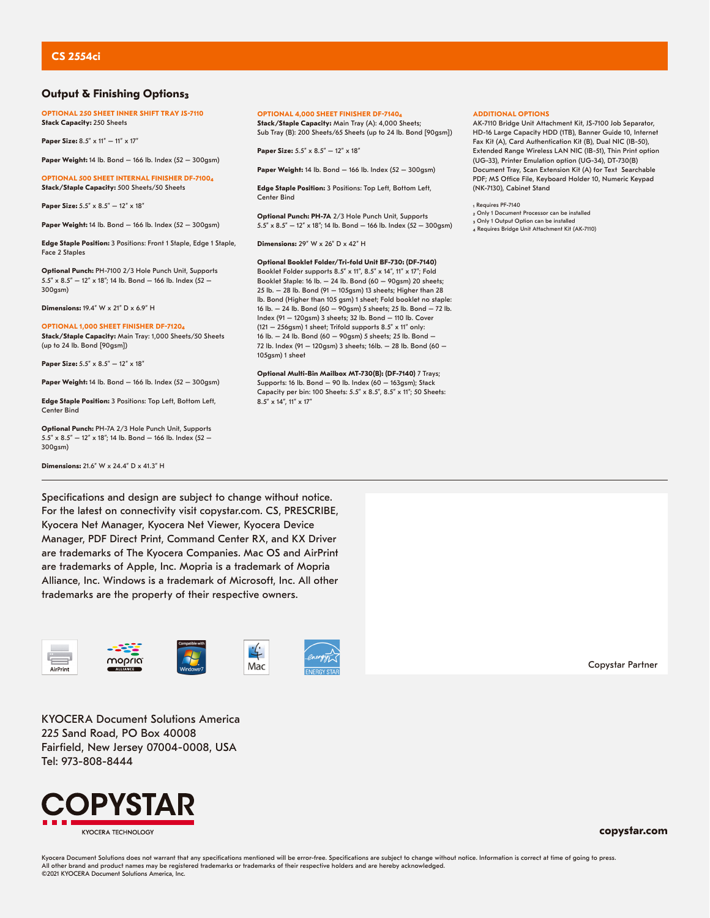# CS 2554ci

## Output & Finishing Options[3]

**OPTIONAL 250 SHEET INNER SHIFT TRAY JS-7110**
**Stack Capacity:** 250 Sheets

**Paper Size:** 8.5" x 11" — 11" x 17"

**Paper Weight:** 14 lb. Bond — 166 lb. Index (52 — 300gsm)

**OPTIONAL 500 SHEET INTERNAL FINISHER DF-7100[4]**
**Stack/Staple Capacity:** 500 Sheets/50 Sheets

**Paper Size:** 5.5" x 8.5" — 12" x 18"

**Paper Weight:** 14 lb. Bond — 166 lb. Index (52 — 300gsm)

**Edge Staple Position:** 3 Positions: Front 1 Staple, Edge 1 Staple, Face 2 Staples

**Optional Punch:** PH-7100 2/3 Hole Punch Unit, Supports 5.5" x 8.5" — 12" x 18"; 14 lb. Bond — 166 lb. Index (52 — 300gsm)

**Dimensions:** 19.4" W x 21" D x 6.9" H

**OPTIONAL 1,000 SHEET FINISHER DF-7120[4]**
**Stack/Staple Capacity:** Main Tray: 1,000 Sheets/50 Sheets (up to 24 lb. Bond [90gsm])

**Paper Size:** 5.5" x 8.5" — 12" x 18"

**Paper Weight:** 14 lb. Bond — 166 lb. Index (52 — 300gsm)

**Edge Staple Position:** 3 Positions: Top Left, Bottom Left, Center Bind

**Optional Punch:** PH-7A 2/3 Hole Punch Unit, Supports 5.5" x 8.5" — 12" x 18"; 14 lb. Bond — 166 lb. Index (52 — 300gsm)

**Dimensions:** 21.6" W x 24.4" D x 41.3" H

**OPTIONAL 4,000 SHEET FINISHER DF-7140[4]**
**Stack/Staple Capacity:** Main Tray (A): 4,000 Sheets; Sub Tray (B): 200 Sheets/65 Sheets (up to 24 lb. Bond [90gsm])

**Paper Size:** 5.5" x 8.5" — 12" x 18"

**Paper Weight:** 14 lb. Bond — 166 lb. Index (52 — 300gsm)

**Edge Staple Position:** 3 Positions: Top Left, Bottom Left, Center Bind

**Optional Punch: PH-7A** 2/3 Hole Punch Unit, Supports 5.5" x 8.5" — 12" x 18"; 14 lb. Bond — 166 lb. Index (52 — 300gsm)

**Dimensions:** 29" W x 26" D x 42" H

**Optional Booklet Folder/Tri-fold Unit BF-730: (DF-7140)** Booklet Folder supports 8.5" x 11", 8.5" x 14", 11" x 17"; Fold Booklet Staple: 16 lb. — 24 lb. Bond (60 — 90gsm) 20 sheets; 25 lb. — 28 lb. Bond (91 — 105gsm) 13 sheets; Higher than 28 lb. Bond (Higher than 105 gsm) 1 sheet; Fold booklet no staple: 16 lb. — 24 lb. Bond (60 — 90gsm) 5 sheets; 25 lb. Bond — 72 lb. Index (91 — 120gsm) 3 sheets; 32 lb. Bond — 110 lb. Cover (121 — 256gsm) 1 sheet; Trifold supports 8.5" x 11" only: 16 lb. — 24 lb. Bond (60 — 90gsm) 5 sheets; 25 lb. Bond — 72 lb. Index (91 — 120gsm) 3 sheets; 16lb. — 28 lb. Bond (60 — 105gsm) 1 sheet

**Optional Multi-Bin Mailbox MT-730(B): (DF-7140)** 7 Trays; Supports: 16 lb. Bond — 90 lb. Index (60 — 163gsm); Stack Capacity per bin: 100 Sheets: 5.5" x 8.5", 8.5" x 11"; 50 Sheets: 8.5" x 14", 11" x 17"

**ADDITIONAL OPTIONS**
AK-7110 Bridge Unit Attachment Kit, JS-7100 Job Separator, HD-16 Large Capacity HDD (1TB), Banner Guide 10, Internet Fax Kit (A), Card Authentication Kit (B), Dual NIC (IB-50), Extended Range Wireless LAN NIC (IB-51), Thin Print option (UG-33), Printer Emulation option (UG-34), DT-730(B) Document Tray, Scan Extension Kit (A) for Text Searchable PDF; MS Office File, Keyboard Holder 10, Numeric Keypad (NK-7130), Cabinet Stand

[1] Requires PF-7140
[2] Only 1 Document Processor can be installed
[3] Only 1 Output Option can be installed
[4] Requires Bridge Unit Attachment Kit (AK-7110)

Specifications and design are subject to change without notice. For the latest on connectivity visit copystar.com. CS, PRESCRIBE, Kyocera Net Manager, Kyocera Net Viewer, Kyocera Device Manager, PDF Direct Print, Command Center RX, and KX Driver are trademarks of The Kyocera Companies. Mac OS and AirPrint are trademarks of Apple, Inc. Mopria is a trademark of Mopria Alliance, Inc. Windows is a trademark of Microsoft, Inc. All other trademarks are the property of their respective owners.

AirPrint   mopria ALLIANCE   Compatible with Windows 7   Mac   ENERGY STAR

Copystar Partner

KYOCERA Document Solutions America
225 Sand Road, PO Box 40008
Fairfield, New Jersey 07004-0008, USA
Tel: 973-808-8444

COPYSTAR
KYOCERA TECHNOLOGY

**copystar.com**

Kyocera Document Solutions does not warrant that any specifications mentioned will be error-free. Specifications are subject to change without notice. Information is correct at time of going to press.
All other brand and product names may be registered trademarks or trademarks of their respective holders and are hereby acknowledged.
©2021 KYOCERA Document Solutions America, Inc.